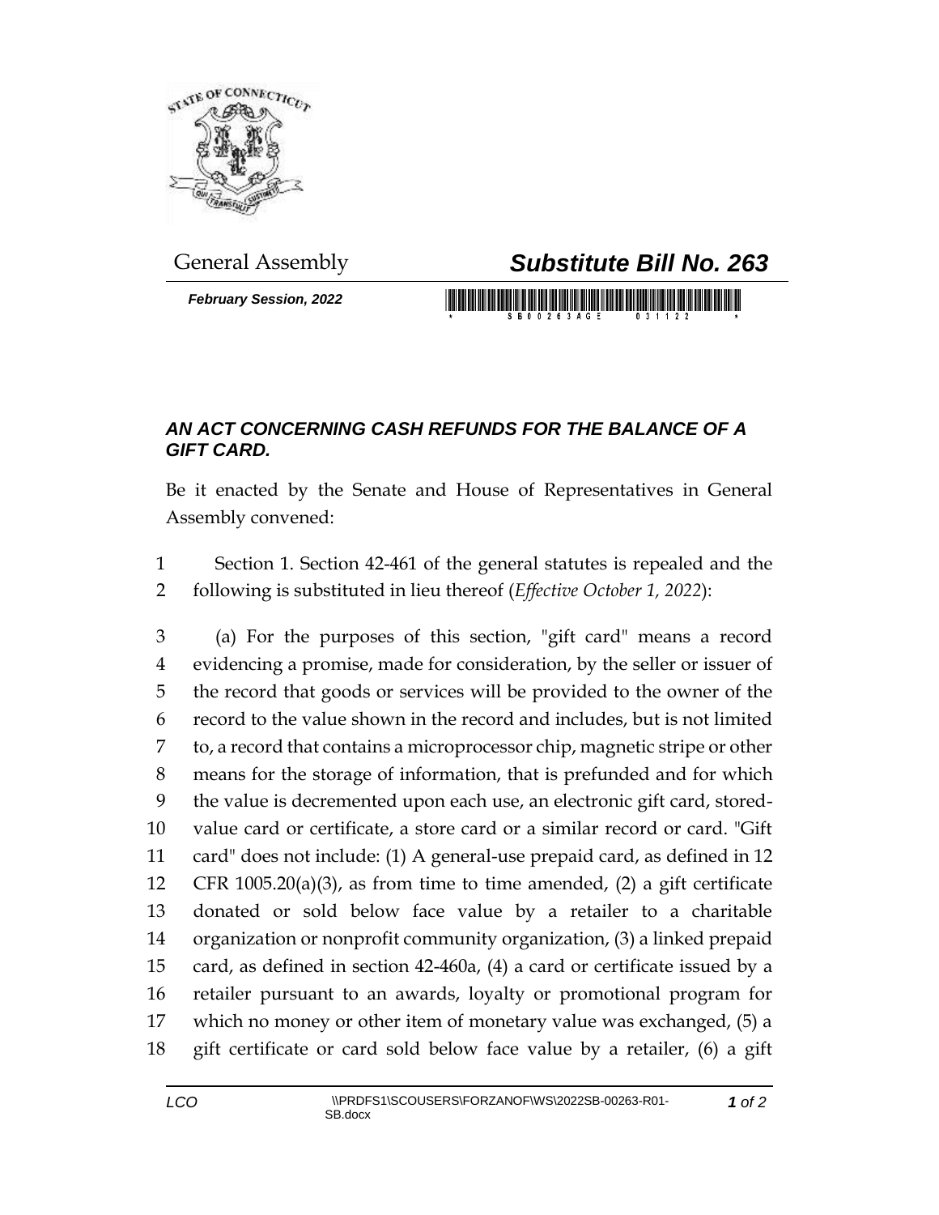General Assembly

# *Substitute Bill No. 263*

***February Session, 2022***

## *AN ACT CONCERNING CASH REFUNDS FOR THE BALANCE OF A GIFT CARD.*

Be it enacted by the Senate and House of Representatives in General Assembly convened:

Section 1. Section 42-461 of the general statutes is repealed and the following is substituted in lieu thereof (*Effective October 1, 2022*):

(a) For the purposes of this section, "gift card" means a record evidencing a promise, made for consideration, by the seller or issuer of the record that goods or services will be provided to the owner of the record to the value shown in the record and includes, but is not limited to, a record that contains a microprocessor chip, magnetic stripe or other means for the storage of information, that is prefunded and for which the value is decremented upon each use, an electronic gift card, stored-value card or certificate, a store card or a similar record or card. "Gift card" does not include: (1) A general-use prepaid card, as defined in 12 CFR 1005.20(a)(3), as from time to time amended, (2) a gift certificate donated or sold below face value by a retailer to a charitable organization or nonprofit community organization, (3) a linked prepaid card, as defined in section 42-460a, (4) a card or certificate issued by a retailer pursuant to an awards, loyalty or promotional program for which no money or other item of monetary value was exchanged, (5) a gift certificate or card sold below face value by a retailer, (6) a gift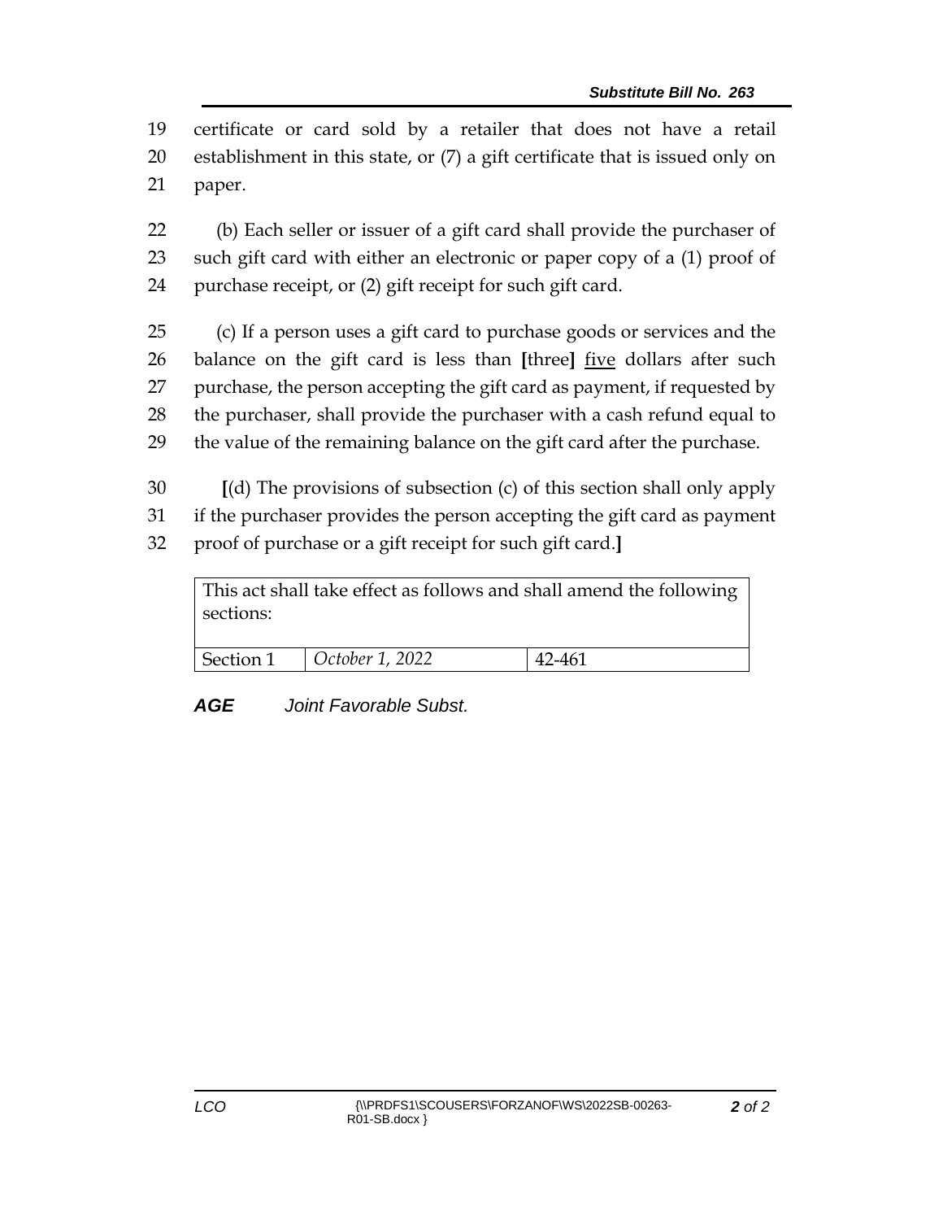certificate or card sold by a retailer that does not have a retail establishment in this state, or (7) a gift certificate that is issued only on paper.

(b) Each seller or issuer of a gift card shall provide the purchaser of such gift card with either an electronic or paper copy of a (1) proof of purchase receipt, or (2) gift receipt for such gift card.

(c) If a person uses a gift card to purchase goods or services and the balance on the gift card is less than **[**three**]** <u>five</u> dollars after such purchase, the person accepting the gift card as payment, if requested by the purchaser, shall provide the purchaser with a cash refund equal to the value of the remaining balance on the gift card after the purchase.

**[**(d) The provisions of subsection (c) of this section shall only apply if the purchaser provides the person accepting the gift card as payment proof of purchase or a gift receipt for such gift card.**]**

| This act shall take effect as follows and shall amend the following sections: | | |
|---|---|---|
| Section 1 | *October 1, 2022* | 42-461 |

***AGE*** *Joint Favorable Subst.*